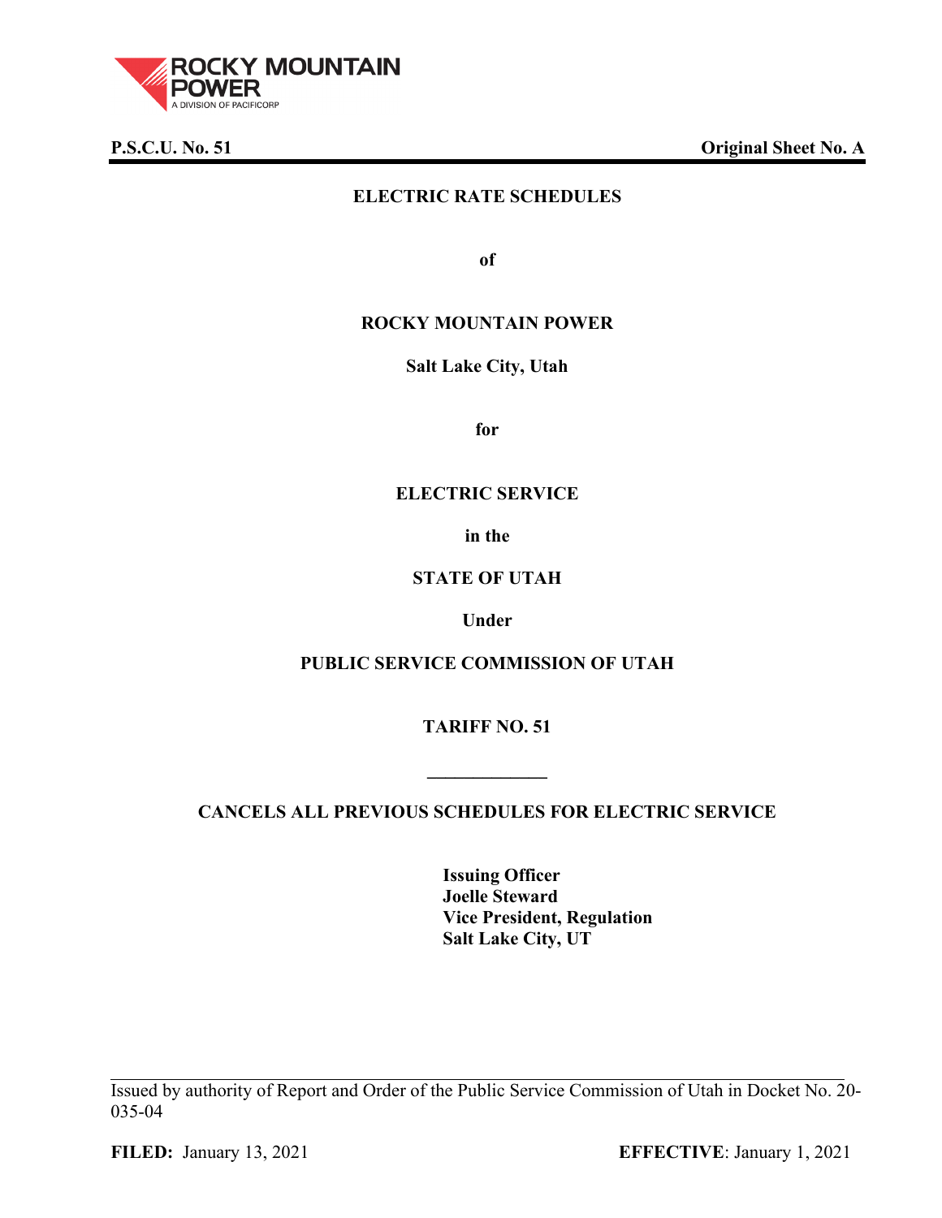**P.S.C.U. No. 51** **Original Sheet No. A**

# ELECTRIC RATE SCHEDULES

**of**

## ROCKY MOUNTAIN POWER

**Salt Lake City, Utah**

**for**

## ELECTRIC SERVICE

**in the**

## STATE OF UTAH

**Under**

## PUBLIC SERVICE COMMISSION OF UTAH

## TARIFF NO. 51

---

**CANCELS ALL PREVIOUS SCHEDULES FOR ELECTRIC SERVICE**

**Issuing Officer**
**Joelle Steward**
**Vice President, Regulation**
**Salt Lake City, UT**

---

Issued by authority of Report and Order of the Public Service Commission of Utah in Docket No. 20-035-04

**FILED:** January 13, 2021 **EFFECTIVE**: January 1, 2021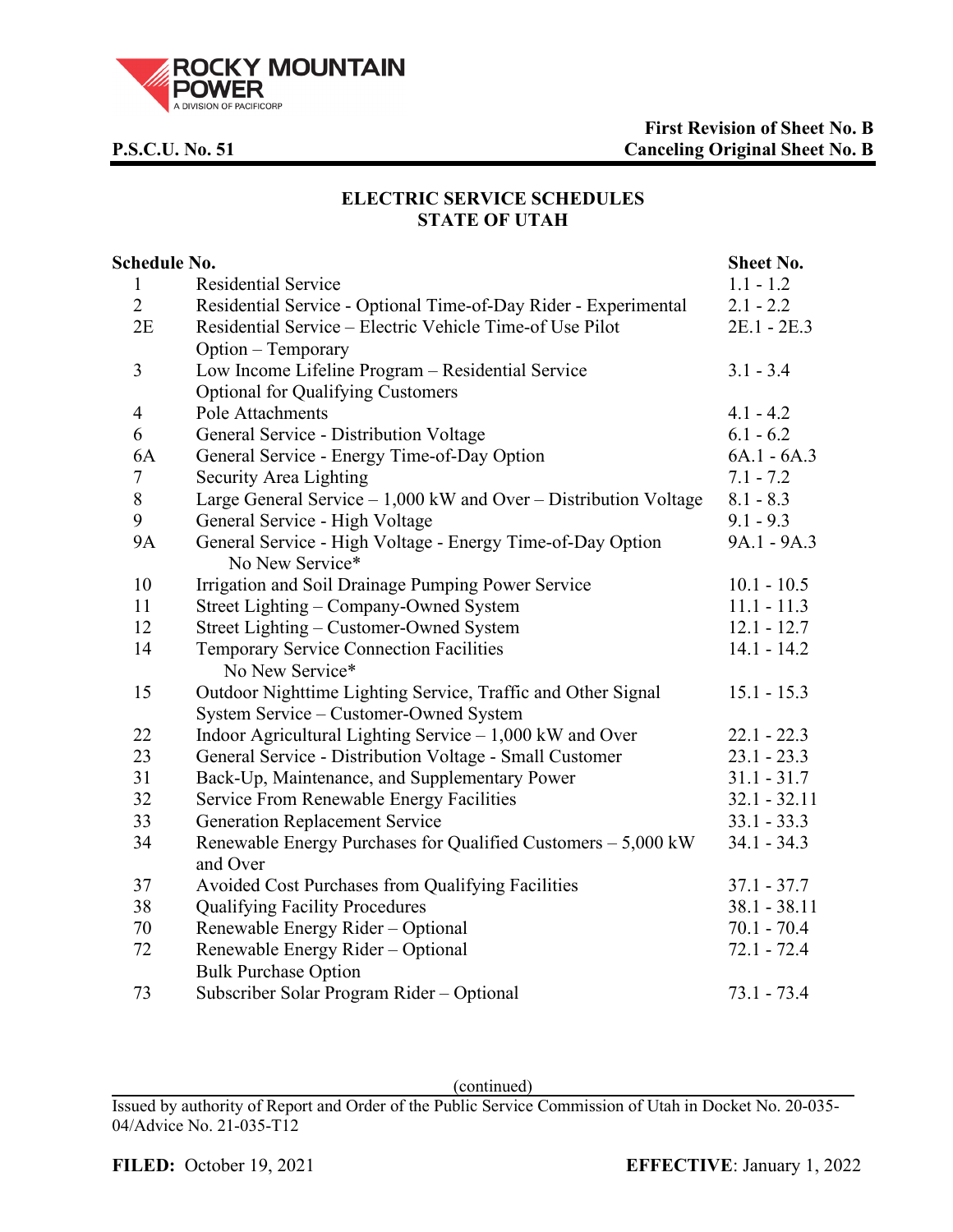**P.S.C.U. No. 51**

**First Revision of Sheet No. B**
**Canceling Original Sheet No. B**

## ELECTRIC SERVICE SCHEDULES
## STATE OF UTAH

| Schedule No. | | Sheet No. |
|---|---|---|
| 1 | Residential Service | 1.1 - 1.2 |
| 2 | Residential Service - Optional Time-of-Day Rider - Experimental | 2.1 - 2.2 |
| 2E | Residential Service – Electric Vehicle Time-of Use Pilot Option – Temporary | 2E.1 - 2E.3 |
| 3 | Low Income Lifeline Program – Residential Service Optional for Qualifying Customers | 3.1 - 3.4 |
| 4 | Pole Attachments | 4.1 - 4.2 |
| 6 | General Service - Distribution Voltage | 6.1 - 6.2 |
| 6A | General Service - Energy Time-of-Day Option | 6A.1 - 6A.3 |
| 7 | Security Area Lighting | 7.1 - 7.2 |
| 8 | Large General Service – 1,000 kW and Over – Distribution Voltage | 8.1 - 8.3 |
| 9 | General Service - High Voltage | 9.1 - 9.3 |
| 9A | General Service - High Voltage - Energy Time-of-Day Option No New Service* | 9A.1 - 9A.3 |
| 10 | Irrigation and Soil Drainage Pumping Power Service | 10.1 - 10.5 |
| 11 | Street Lighting – Company-Owned System | 11.1 - 11.3 |
| 12 | Street Lighting – Customer-Owned System | 12.1 - 12.7 |
| 14 | Temporary Service Connection Facilities No New Service* | 14.1 - 14.2 |
| 15 | Outdoor Nighttime Lighting Service, Traffic and Other Signal System Service – Customer-Owned System | 15.1 - 15.3 |
| 22 | Indoor Agricultural Lighting Service – 1,000 kW and Over | 22.1 - 22.3 |
| 23 | General Service - Distribution Voltage - Small Customer | 23.1 - 23.3 |
| 31 | Back-Up, Maintenance, and Supplementary Power | 31.1 - 31.7 |
| 32 | Service From Renewable Energy Facilities | 32.1 - 32.11 |
| 33 | Generation Replacement Service | 33.1 - 33.3 |
| 34 | Renewable Energy Purchases for Qualified Customers – 5,000 kW and Over | 34.1 - 34.3 |
| 37 | Avoided Cost Purchases from Qualifying Facilities | 37.1 - 37.7 |
| 38 | Qualifying Facility Procedures | 38.1 - 38.11 |
| 70 | Renewable Energy Rider – Optional | 70.1 - 70.4 |
| 72 | Renewable Energy Rider – Optional Bulk Purchase Option | 72.1 - 72.4 |
| 73 | Subscriber Solar Program Rider – Optional | 73.1 - 73.4 |

(continued)

Issued by authority of Report and Order of the Public Service Commission of Utah in Docket No. 20-035-04/Advice No. 21-035-T12

**FILED:** October 19, 2021 **EFFECTIVE**: January 1, 2022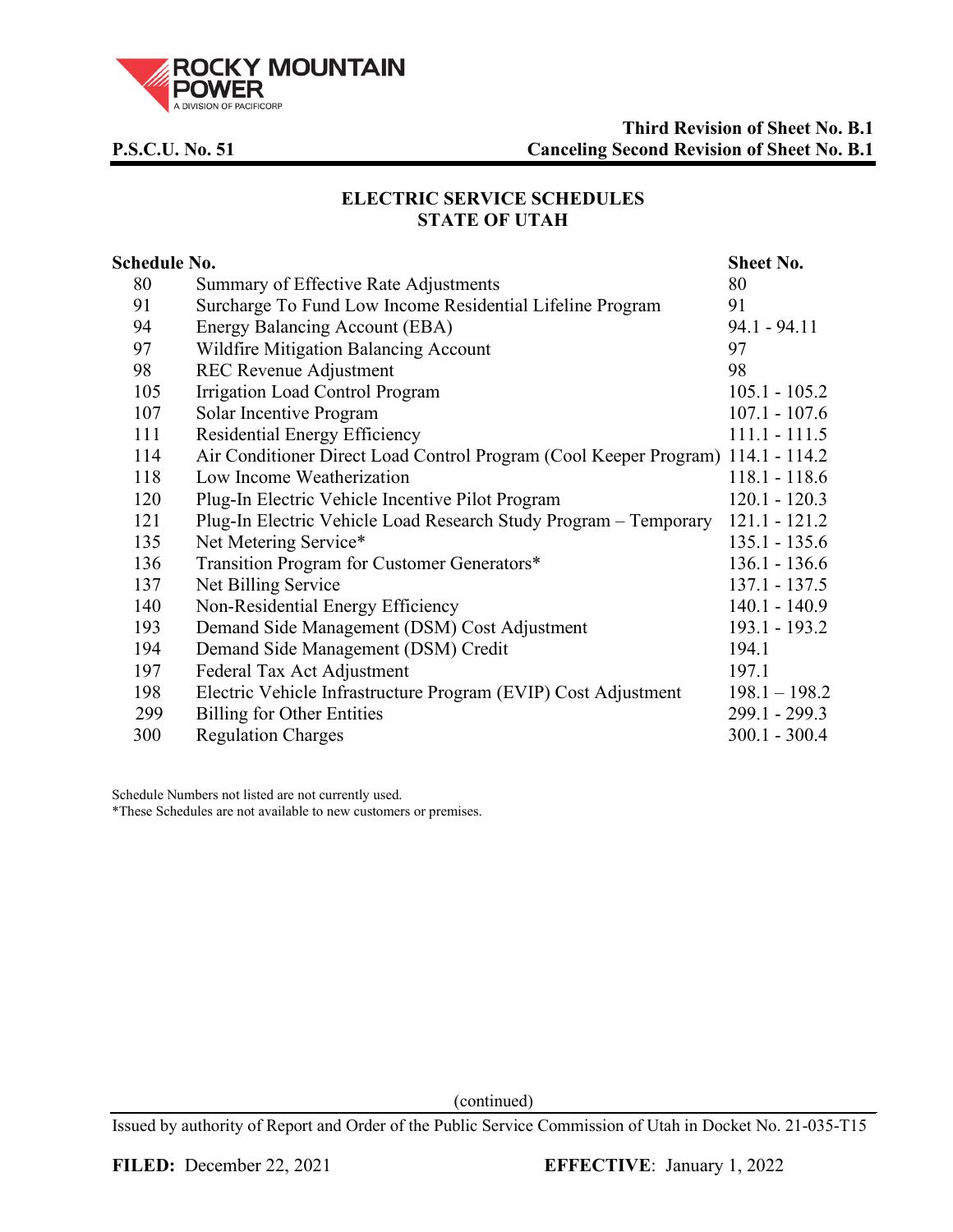**ROCKY MOUNTAIN POWER**
A DIVISION OF PACIFICORP

**P.S.C.U. No. 51**

**Third Revision of Sheet No. B.1**
**Canceling Second Revision of Sheet No. B.1**

## ELECTRIC SERVICE SCHEDULES
## STATE OF UTAH

| Schedule No. | | Sheet No. |
|---|---|---|
| 80 | Summary of Effective Rate Adjustments | 80 |
| 91 | Surcharge To Fund Low Income Residential Lifeline Program | 91 |
| 94 | Energy Balancing Account (EBA) | 94.1 - 94.11 |
| 97 | Wildfire Mitigation Balancing Account | 97 |
| 98 | REC Revenue Adjustment | 98 |
| 105 | Irrigation Load Control Program | 105.1 - 105.2 |
| 107 | Solar Incentive Program | 107.1 - 107.6 |
| 111 | Residential Energy Efficiency | 111.1 - 111.5 |
| 114 | Air Conditioner Direct Load Control Program (Cool Keeper Program) | 114.1 - 114.2 |
| 118 | Low Income Weatherization | 118.1 - 118.6 |
| 120 | Plug-In Electric Vehicle Incentive Pilot Program | 120.1 - 120.3 |
| 121 | Plug-In Electric Vehicle Load Research Study Program – Temporary | 121.1 - 121.2 |
| 135 | Net Metering Service* | 135.1 - 135.6 |
| 136 | Transition Program for Customer Generators* | 136.1 - 136.6 |
| 137 | Net Billing Service | 137.1 - 137.5 |
| 140 | Non-Residential Energy Efficiency | 140.1 - 140.9 |
| 193 | Demand Side Management (DSM) Cost Adjustment | 193.1 - 193.2 |
| 194 | Demand Side Management (DSM) Credit | 194.1 |
| 197 | Federal Tax Act Adjustment | 197.1 |
| 198 | Electric Vehicle Infrastructure Program (EVIP) Cost Adjustment | 198.1 – 198.2 |
| 299 | Billing for Other Entities | 299.1 - 299.3 |
| 300 | Regulation Charges | 300.1 - 300.4 |

Schedule Numbers not listed are not currently used.
*These Schedules are not available to new customers or premises.

(continued)

Issued by authority of Report and Order of the Public Service Commission of Utah in Docket No. 21-035-T15

**FILED:** December 22, 2021 **EFFECTIVE**: January 1, 2022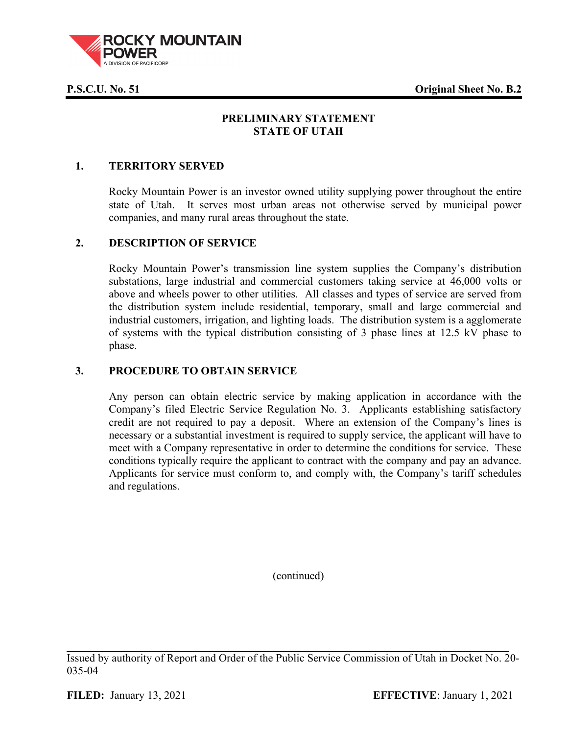**P.S.C.U. No. 51** **Original Sheet No. B.2**

## PRELIMINARY STATEMENT
## STATE OF UTAH

### 1. TERRITORY SERVED

Rocky Mountain Power is an investor owned utility supplying power throughout the entire state of Utah. It serves most urban areas not otherwise served by municipal power companies, and many rural areas throughout the state.

### 2. DESCRIPTION OF SERVICE

Rocky Mountain Power's transmission line system supplies the Company's distribution substations, large industrial and commercial customers taking service at 46,000 volts or above and wheels power to other utilities. All classes and types of service are served from the distribution system include residential, temporary, small and large commercial and industrial customers, irrigation, and lighting loads. The distribution system is a agglomerate of systems with the typical distribution consisting of 3 phase lines at 12.5 kV phase to phase.

### 3. PROCEDURE TO OBTAIN SERVICE

Any person can obtain electric service by making application in accordance with the Company's filed Electric Service Regulation No. 3. Applicants establishing satisfactory credit are not required to pay a deposit. Where an extension of the Company's lines is necessary or a substantial investment is required to supply service, the applicant will have to meet with a Company representative in order to determine the conditions for service. These conditions typically require the applicant to contract with the company and pay an advance. Applicants for service must conform to, and comply with, the Company's tariff schedules and regulations.

(continued)

Issued by authority of Report and Order of the Public Service Commission of Utah in Docket No. 20-035-04

**FILED:** January 13, 2021 **EFFECTIVE**: January 1, 2021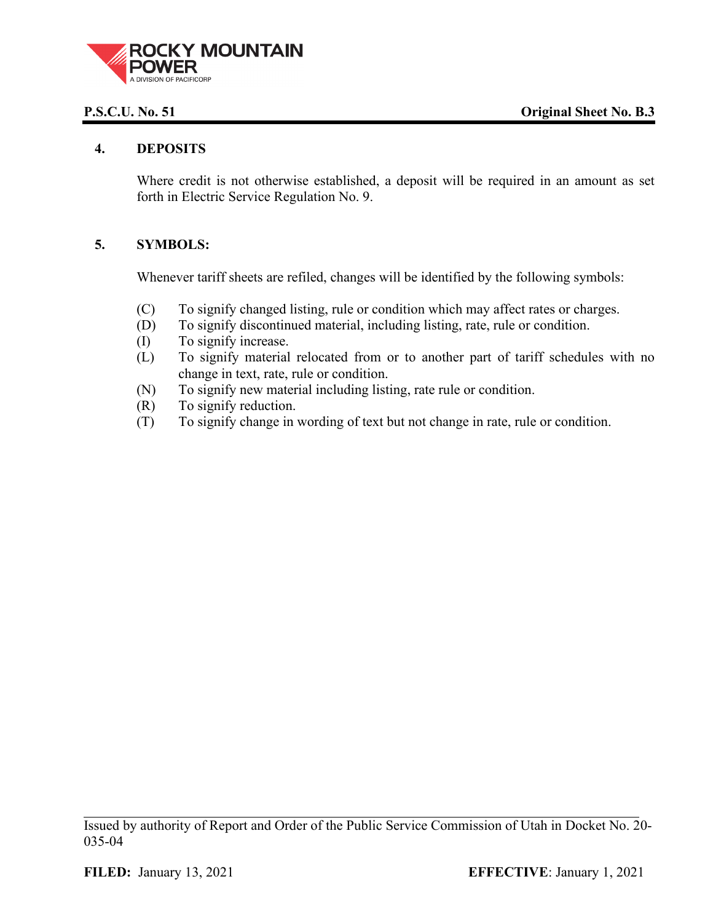## 4. DEPOSITS

Where credit is not otherwise established, a deposit will be required in an amount as set forth in Electric Service Regulation No. 9.

## 5. SYMBOLS:

Whenever tariff sheets are refiled, changes will be identified by the following symbols:

- (C) To signify changed listing, rule or condition which may affect rates or charges.
- (D) To signify discontinued material, including listing, rate, rule or condition.
- (I) To signify increase.
- (L) To signify material relocated from or to another part of tariff schedules with no change in text, rate, rule or condition.
- (N) To signify new material including listing, rate rule or condition.
- (R) To signify reduction.
- (T) To signify change in wording of text but not change in rate, rule or condition.

Issued by authority of Report and Order of the Public Service Commission of Utah in Docket No. 20-035-04

**FILED:** January 13, 2021 **EFFECTIVE**: January 1, 2021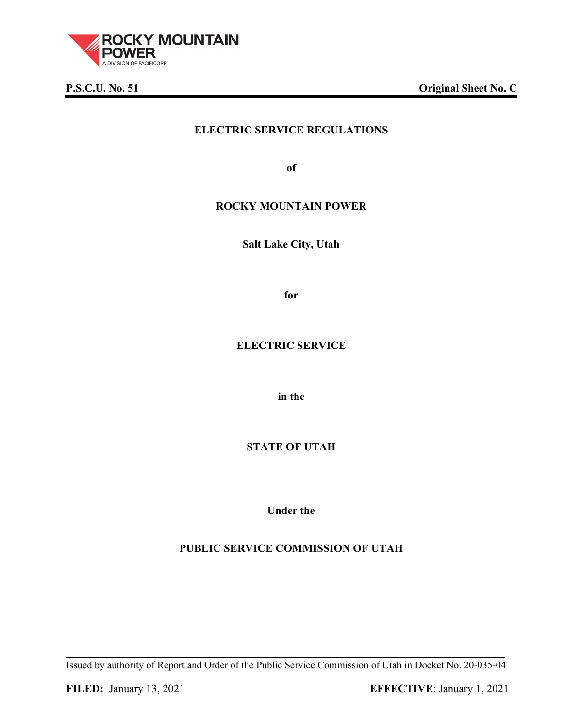**P.S.C.U. No. 51** **Original Sheet No. C**

**ELECTRIC SERVICE REGULATIONS**

**of**

**ROCKY MOUNTAIN POWER**

**Salt Lake City, Utah**

**for**

**ELECTRIC SERVICE**

**in the**

**STATE OF UTAH**

**Under the**

**PUBLIC SERVICE COMMISSION OF UTAH**

Issued by authority of Report and Order of the Public Service Commission of Utah in Docket No. 20-035-04

**FILED:** January 13, 2021 **EFFECTIVE**: January 1, 2021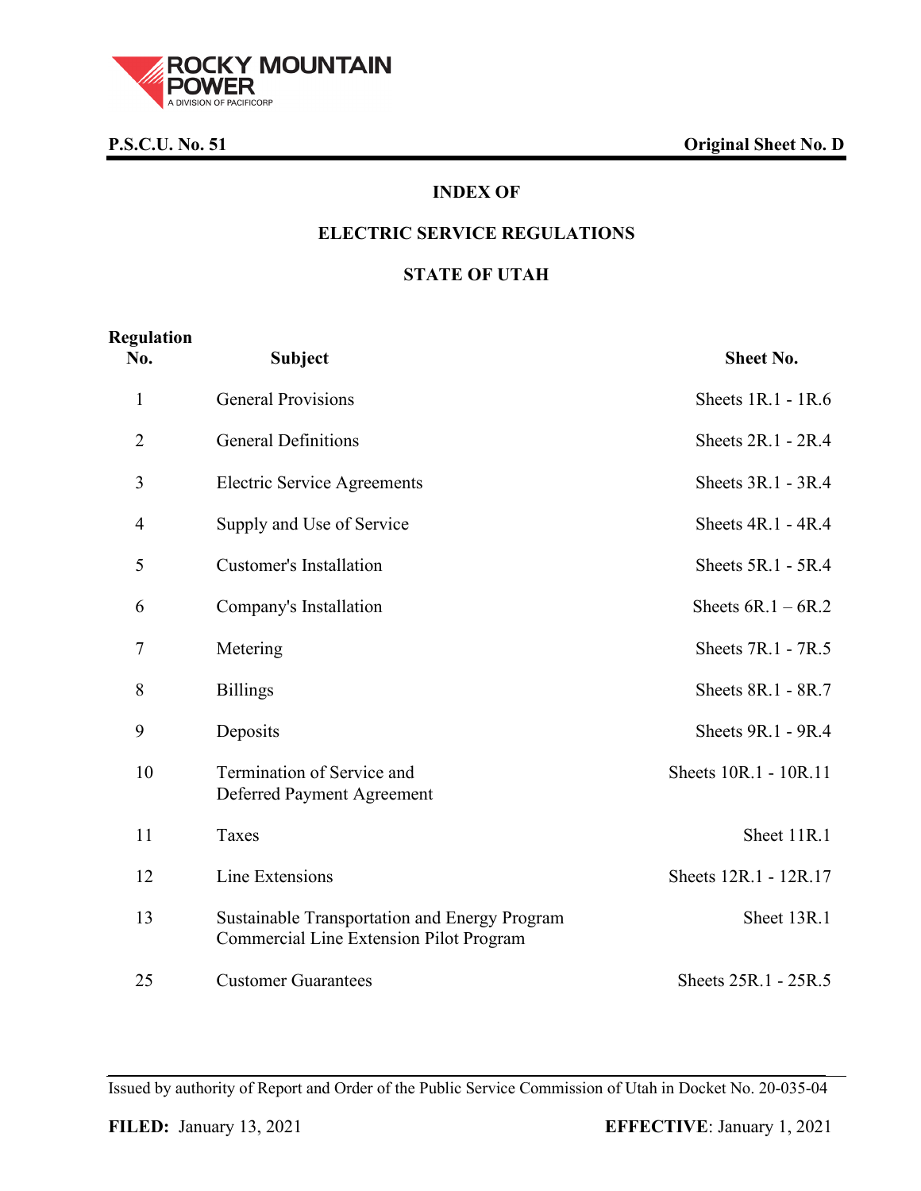ROCKY MOUNTAIN POWER
A DIVISION OF PACIFICORP

**P.S.C.U. No. 51** **Original Sheet No. D**

## INDEX OF

## ELECTRIC SERVICE REGULATIONS

## STATE OF UTAH

| Regulation No. | Subject | Sheet No. |
|---|---|---|
| 1 | General Provisions | Sheets 1R.1 - 1R.6 |
| 2 | General Definitions | Sheets 2R.1 - 2R.4 |
| 3 | Electric Service Agreements | Sheets 3R.1 - 3R.4 |
| 4 | Supply and Use of Service | Sheets 4R.1 - 4R.4 |
| 5 | Customer's Installation | Sheets 5R.1 - 5R.4 |
| 6 | Company's Installation | Sheets 6R.1 – 6R.2 |
| 7 | Metering | Sheets 7R.1 - 7R.5 |
| 8 | Billings | Sheets 8R.1 - 8R.7 |
| 9 | Deposits | Sheets 9R.1 - 9R.4 |
| 10 | Termination of Service and Deferred Payment Agreement | Sheets 10R.1 - 10R.11 |
| 11 | Taxes | Sheet 11R.1 |
| 12 | Line Extensions | Sheets 12R.1 - 12R.17 |
| 13 | Sustainable Transportation and Energy Program Commercial Line Extension Pilot Program | Sheet 13R.1 |
| 25 | Customer Guarantees | Sheets 25R.1 - 25R.5 |

Issued by authority of Report and Order of the Public Service Commission of Utah in Docket No. 20-035-04

**FILED:** January 13, 2021 **EFFECTIVE**: January 1, 2021